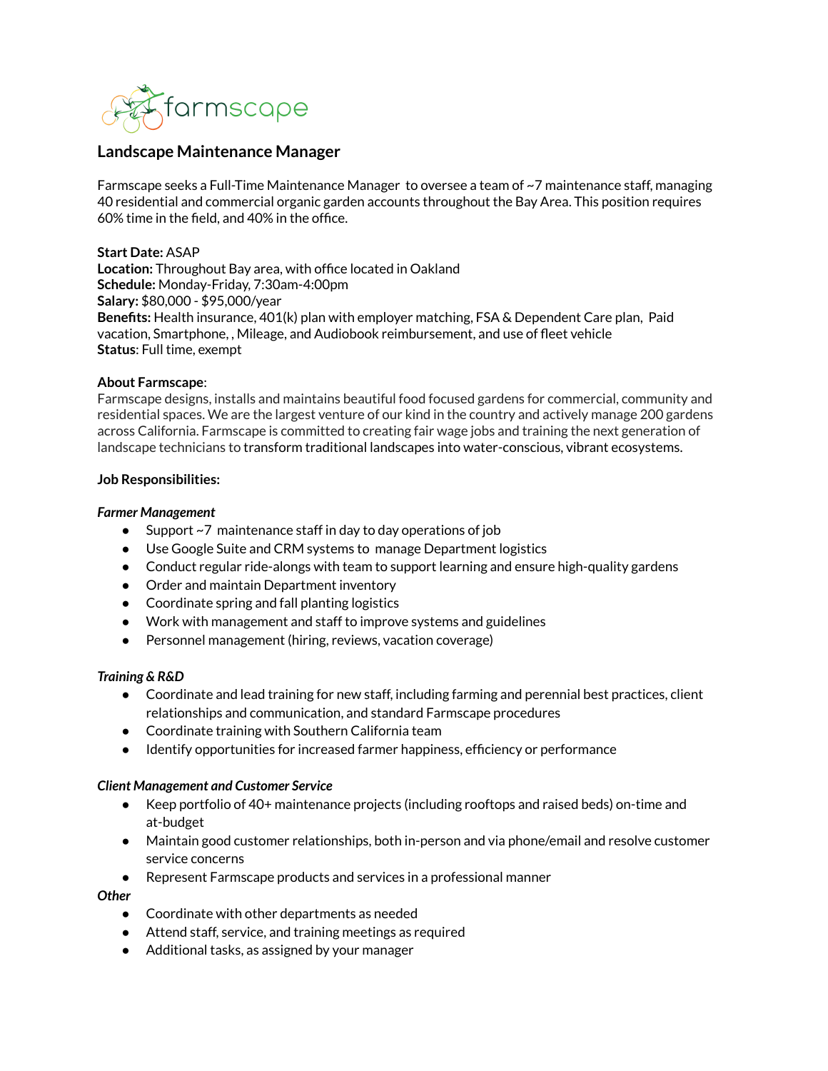farmscape

# Landscape Maintenance Manager

Farmscape seeks a Full-Time Maintenance Manager to oversee a team of ~7 maintenance staff, managing 40 residential and commercial organic garden accounts throughout the Bay Area. This position requires 60% time in the field, and 40% in the office.

**Start Date:** ASAP
**Location:** Throughout Bay area, with office located in Oakland
**Schedule:** Monday-Friday, 7:30am-4:00pm
**Salary:** $80,000 - $95,000/year
**Benefits:** Health insurance, 401(k) plan with employer matching, FSA & Dependent Care plan, Paid vacation, Smartphone, , Mileage, and Audiobook reimbursement, and use of fleet vehicle
**Status**: Full time, exempt

**About Farmscape**:
Farmscape designs, installs and maintains beautiful food focused gardens for commercial, community and residential spaces. We are the largest venture of our kind in the country and actively manage 200 gardens across California. Farmscape is committed to creating fair wage jobs and training the next generation of landscape technicians to transform traditional landscapes into water-conscious, vibrant ecosystems.

**Job Responsibilities:**

***Farmer Management***

- Support ~7 maintenance staff in day to day operations of job
- Use Google Suite and CRM systems to manage Department logistics
- Conduct regular ride-alongs with team to support learning and ensure high-quality gardens
- Order and maintain Department inventory
- Coordinate spring and fall planting logistics
- Work with management and staff to improve systems and guidelines
- Personnel management (hiring, reviews, vacation coverage)

***Training & R&D***

- Coordinate and lead training for new staff, including farming and perennial best practices, client relationships and communication, and standard Farmscape procedures
- Coordinate training with Southern California team
- Identify opportunities for increased farmer happiness, efficiency or performance

***Client Management and Customer Service***

- Keep portfolio of 40+ maintenance projects (including rooftops and raised beds) on-time and at-budget
- Maintain good customer relationships, both in-person and via phone/email and resolve customer service concerns
- Represent Farmscape products and services in a professional manner

***Other***

- Coordinate with other departments as needed
- Attend staff, service, and training meetings as required
- Additional tasks, as assigned by your manager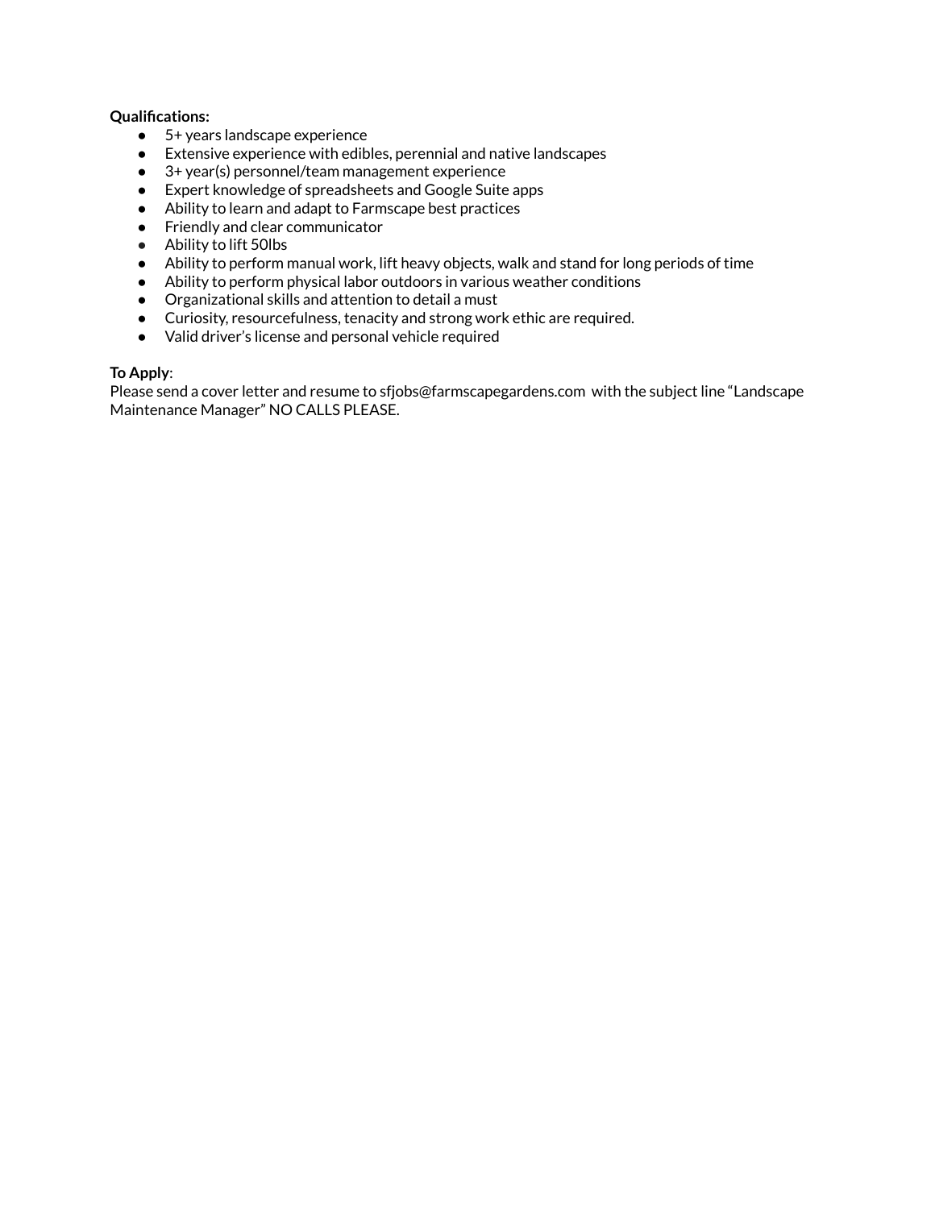**Qualifications:**

- 5+ years landscape experience
- Extensive experience with edibles, perennial and native landscapes
- 3+ year(s) personnel/team management experience
- Expert knowledge of spreadsheets and Google Suite apps
- Ability to learn and adapt to Farmscape best practices
- Friendly and clear communicator
- Ability to lift 50lbs
- Ability to perform manual work, lift heavy objects, walk and stand for long periods of time
- Ability to perform physical labor outdoors in various weather conditions
- Organizational skills and attention to detail a must
- Curiosity, resourcefulness, tenacity and strong work ethic are required.
- Valid driver's license and personal vehicle required

**To Apply**:
Please send a cover letter and resume to sfjobs@farmscapegardens.com with the subject line "Landscape Maintenance Manager" NO CALLS PLEASE.